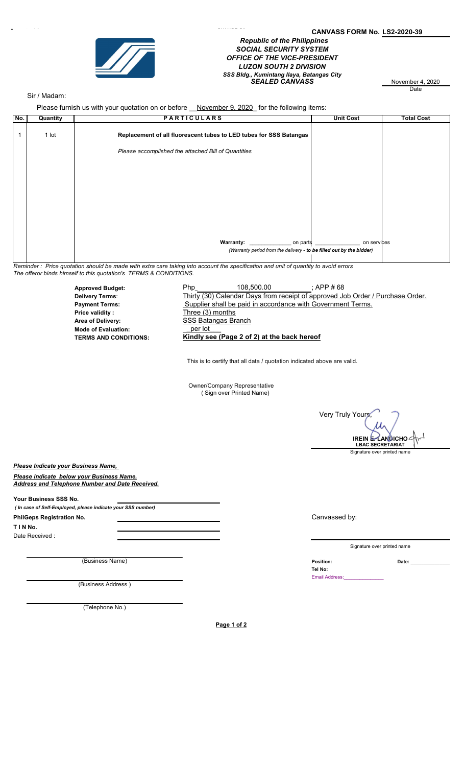**CANVASS FORM No. LS2-2020-39**

*Republic of the Philippines*
*SOCIAL SECURITY SYSTEM*
*OFFICE OF THE VICE-PRESIDENT*
*LUZON SOUTH 2 DIVISION*
*SSS Bldg., Kumintang Ilaya, Batangas City*
***SEALED CANVASS***

November 4, 2020
Date

Sir / Madam:

Please furnish us with your quotation on or before __November 9, 2020_ for the following items:

| No. | Quantity | PARTICULARS | Unit Cost | Total Cost |
|---|---|---|---|---|
| 1 | 1 lot | **Replacement of all fluorescent tubes to LED tubes for SSS Batangas** | | |
| | | *Please accomplished the attached Bill of Quantities* | | |
| | | **Warranty:** _____________ on parts _______________ on services | | |
| | | *(Warranty period from the delivery - **to be filled out by the bidder**)* | | |

*Reminder : Price quotation should be made with extra care taking into account the specification and unit of quantity to avoid errors*
*The offeror binds himself to this quotation's TERMS & CONDITIONS.*

**Approved Budget:** Php 108,500.00 ; APP # 68
**Delivery Terms**: Thirty (30) Calendar Days from receipt of approved Job Order / Purchase Order.
**Payment Terms:** Supplier shall be paid in accordance with Government Terms.
**Price validity :** Three (3) months
**Area of Delivery:** SSS Batangas Branch
**Mode of Evaluation:** per lot
**TERMS AND CONDITIONS:** **Kindly see (Page 2 of 2) at the back hereof**

This is to certify that all data / quotation indicated above are valid.

Owner/Company Representative
( Sign over Printed Name)

Very Truly Yours,

**IREIN E. LANDICHO**
**LBAC SECRETARIAT**
Signature over printed name

***Please Indicate your Business Name,***

***Please indicate below your Business Name, Address and Telephone Number and Date Received.***

**Your Business SSS No.** ____________________
*( In case of Self-Employed, please indicate your SSS number)*
**PhilGeps Registration No.** ____________________
**T I N No.** ____________________
Date Received : ____________________

____________________
(Business Name)

____________________
(Business Address )

____________________
(Telephone No.)

Canvassed by:

____________________
Signature over printed name

**Position:** **Date:** ______________
**Tel No:**
Email Address:______________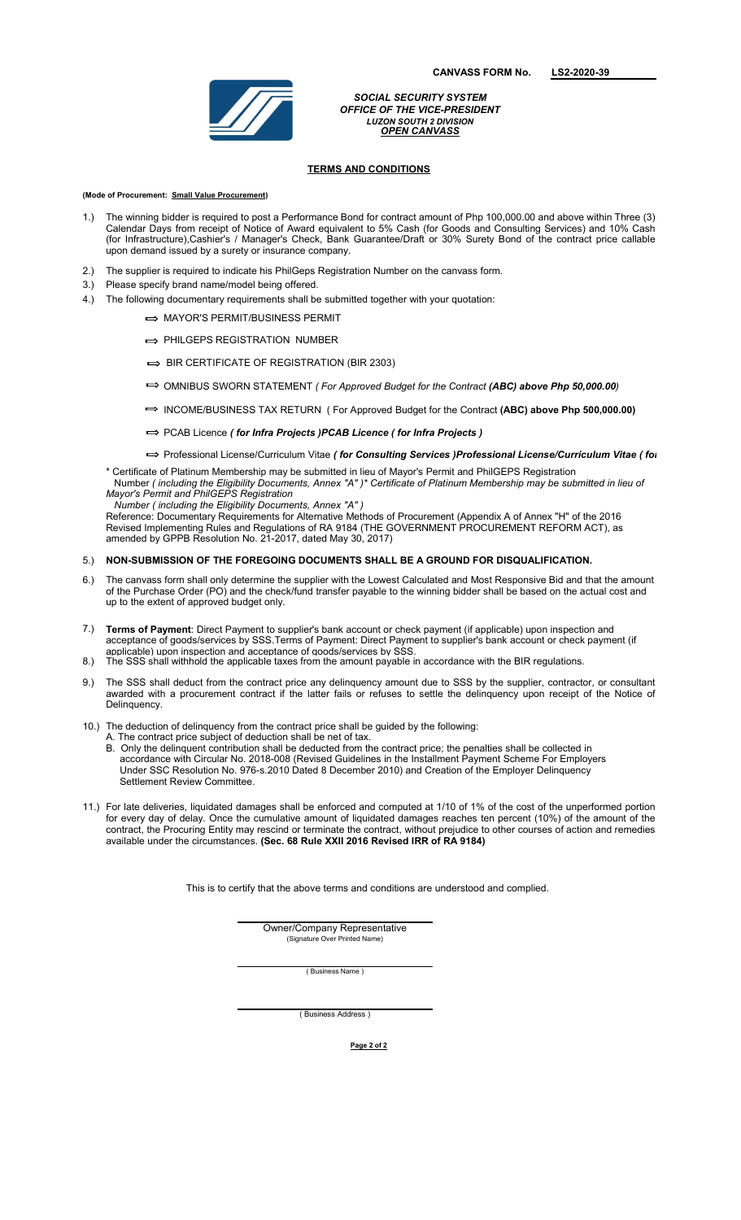**CANVASS FORM No. LS2-2020-39**

*SOCIAL SECURITY SYSTEM*
*OFFICE OF THE VICE-PRESIDENT*
*LUZON SOUTH 2 DIVISION*
*OPEN CANVASS*

## TERMS AND CONDITIONS

**(Mode of Procurement: Small Value Procurement)**

1.) The winning bidder is required to post a Performance Bond for contract amount of Php 100,000.00 and above within Three (3) Calendar Days from receipt of Notice of Award equivalent to 5% Cash (for Goods and Consulting Services) and 10% Cash (for Infrastructure),Cashier's / Manager's Check, Bank Guarantee/Draft or 30% Surety Bond of the contract price callable upon demand issued by a surety or insurance company.

2.) The supplier is required to indicate his PhilGeps Registration Number on the canvass form.

3.) Please specify brand name/model being offered.

4.) The following documentary requirements shall be submitted together with your quotation:

- ⇨ MAYOR'S PERMIT/BUSINESS PERMIT
- ⇨ PHILGEPS REGISTRATION NUMBER
- ⇨ BIR CERTIFICATE OF REGISTRATION (BIR 2303)
- ⇨ OMNIBUS SWORN STATEMENT *( For Approved Budget for the Contract **(ABC) above Php 50,000.00**)*
- ⇨ INCOME/BUSINESS TAX RETURN ( For Approved Budget for the Contract **(ABC) above Php 500,000.00)**
- ⇨ PCAB Licence ***( for Infra Projects )PCAB Licence ( for Infra Projects )***
- ⇨ Professional License/Curriculum Vitae ***( for Consulting Services )Professional License/Curriculum Vitae ( for***

\* Certificate of Platinum Membership may be submitted in lieu of Mayor's Permit and PhilGEPS Registration Number *( including the Eligibility Documents, Annex "A" )\* Certificate of Platinum Membership may be submitted in lieu of Mayor's Permit and PhilGEPS Registration Number ( including the Eligibility Documents, Annex "A" )*

Reference: Documentary Requirements for Alternative Methods of Procurement (Appendix A of Annex "H" of the 2016 Revised Implementing Rules and Regulations of RA 9184 (THE GOVERNMENT PROCUREMENT REFORM ACT), as amended by GPPB Resolution No. 21-2017, dated May 30, 2017)

5.) **NON-SUBMISSION OF THE FOREGOING DOCUMENTS SHALL BE A GROUND FOR DISQUALIFICATION.**

6.) The canvass form shall only determine the supplier with the Lowest Calculated and Most Responsive Bid and that the amount of the Purchase Order (PO) and the check/fund transfer payable to the winning bidder shall be based on the actual cost and up to the extent of approved budget only.

7.) **Terms of Payment**: Direct Payment to supplier's bank account or check payment (if applicable) upon inspection and acceptance of goods/services by SSS.Terms of Payment: Direct Payment to supplier's bank account or check payment (if applicable) upon inspection and acceptance of goods/services by SSS.

8.) The SSS shall withhold the applicable taxes from the amount payable in accordance with the BIR regulations.

9.) The SSS shall deduct from the contract price any delinquency amount due to SSS by the supplier, contractor, or consultant awarded with a procurement contract if the latter fails or refuses to settle the delinquency upon receipt of the Notice of Delinquency.

10.) The deduction of delinquency from the contract price shall be guided by the following:
   A. The contract price subject of deduction shall be net of tax.
   B. Only the delinquent contribution shall be deducted from the contract price; the penalties shall be collected in accordance with Circular No. 2018-008 (Revised Guidelines in the Installment Payment Scheme For Employers Under SSC Resolution No. 976-s.2010 Dated 8 December 2010) and Creation of the Employer Delinquency Settlement Review Committee.

11.) For late deliveries, liquidated damages shall be enforced and computed at 1/10 of 1% of the cost of the unperformed portion for every day of delay. Once the cumulative amount of liquidated damages reaches ten percent (10%) of the amount of the contract, the Procuring Entity may rescind or terminate the contract, without prejudice to other courses of action and remedies available under the circumstances. **(Sec. 68 Rule XXII 2016 Revised IRR of RA 9184)**

This is to certify that the above terms and conditions are understood and complied.

\_\_\_\_\_\_\_\_\_\_\_\_\_\_\_\_\_\_\_\_\_\_\_\_\_\_\_\_\_\_
Owner/Company Representative
(Signature Over Printed Name)

\_\_\_\_\_\_\_\_\_\_\_\_\_\_\_\_\_\_\_\_\_\_\_\_\_\_\_\_\_\_
( Business Name )

\_\_\_\_\_\_\_\_\_\_\_\_\_\_\_\_\_\_\_\_\_\_\_\_\_\_\_\_\_\_
( Business Address )